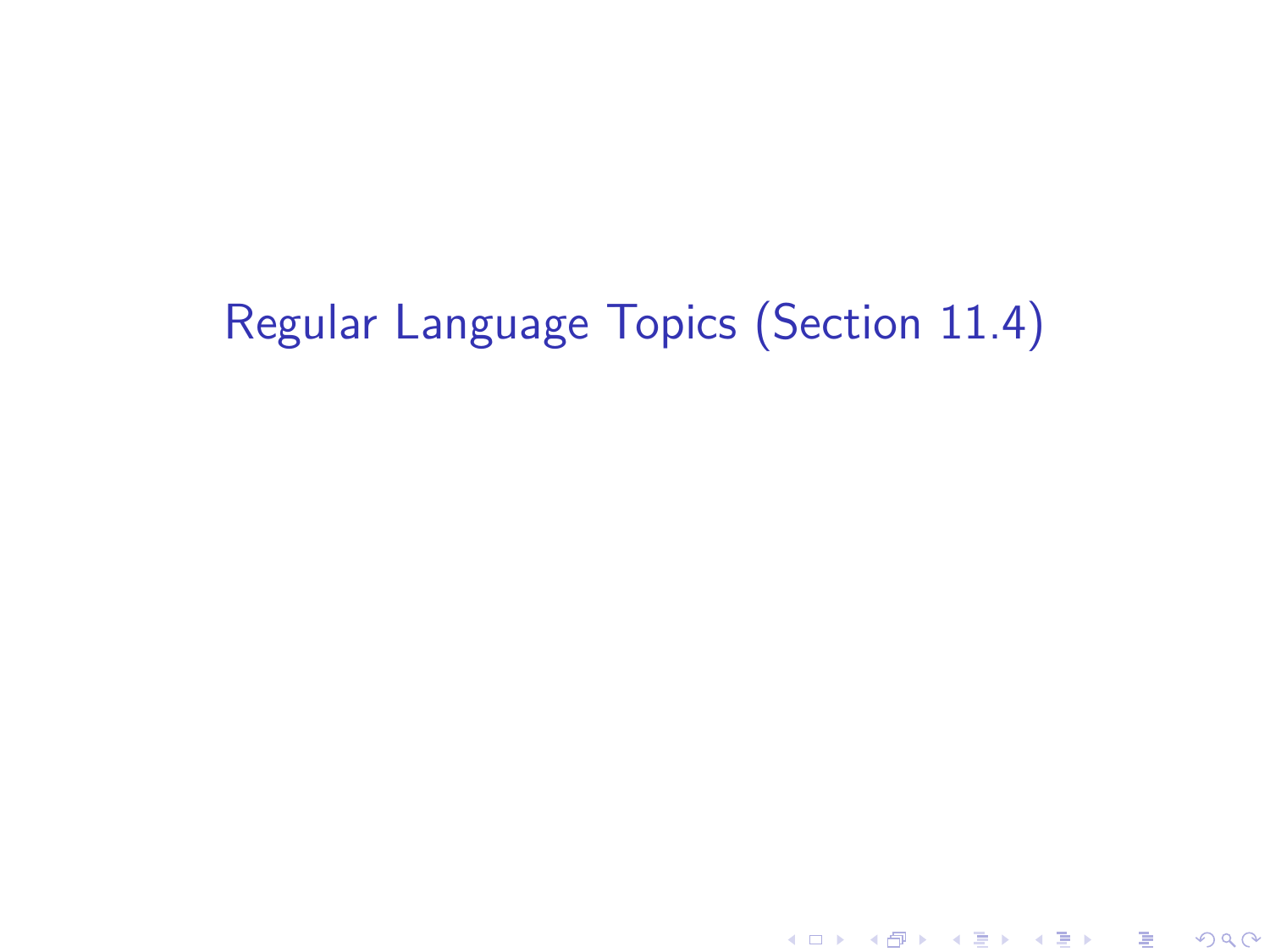# Regular Language Topics (Section 11.4)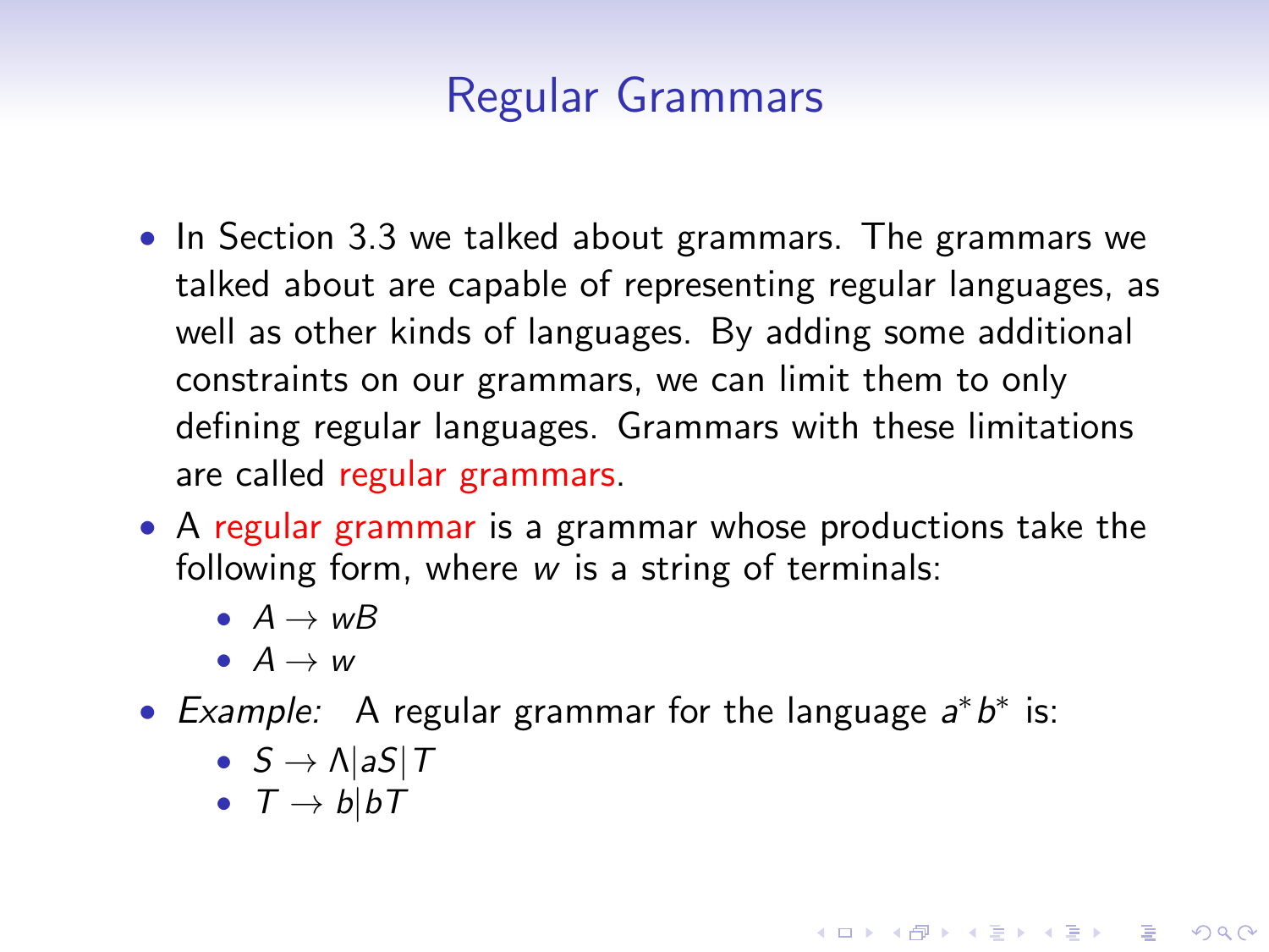# Regular Grammars

- In Section 3.3 we talked about grammars. The grammars we talked about are capable of representing regular languages, as well as other kinds of languages. By adding some additional constraints on our grammars, we can limit them to only defining regular languages. Grammars with these limitations are called regular grammars.
- A regular grammar is a grammar whose productions take the following form, where $w$ is a string of terminals:
  - $A \rightarrow wB$
  - $A \rightarrow w$
- *Example:* A regular grammar for the language $a^*b^*$ is:
  - $S \rightarrow \Lambda | aS | T$
  - $T \rightarrow b | bT$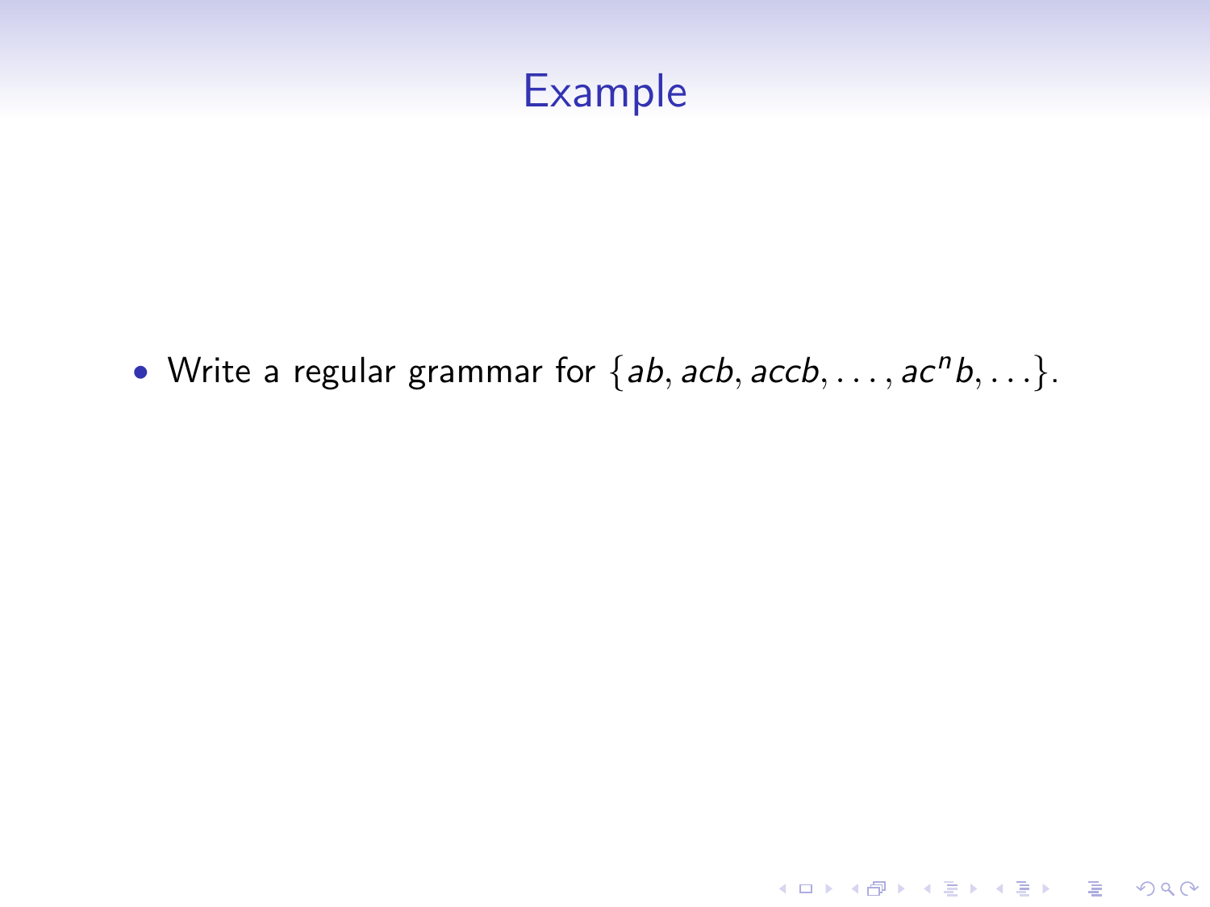# Example

- Write a regular grammar for $\{ab, acb, accb, \ldots, ac^n b, \ldots\}$.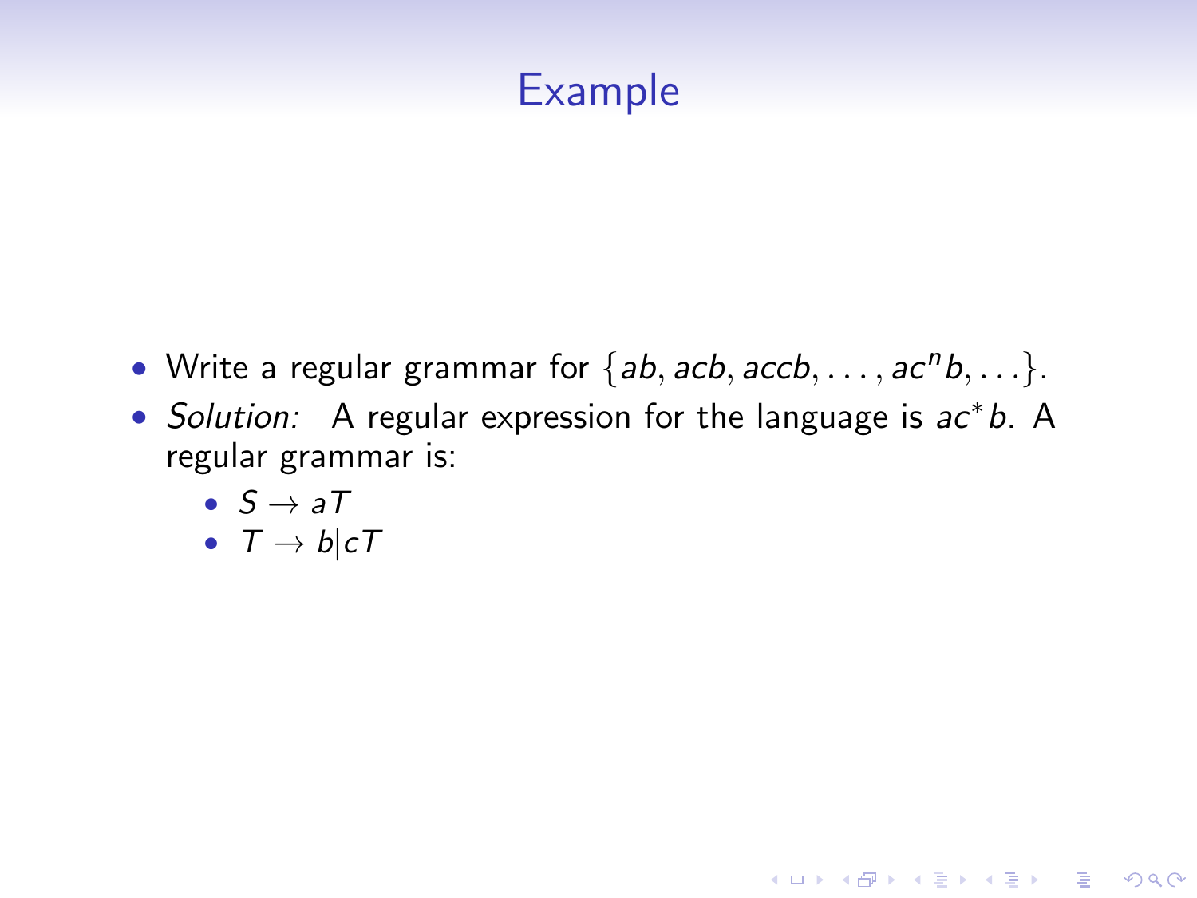# Example

- Write a regular grammar for $\{ab, acb, accb, \ldots, ac^n b, \ldots\}$.
- *Solution:* A regular expression for the language is $ac^*b$. A regular grammar is:
  - $S \rightarrow aT$
  - $T \rightarrow b|cT$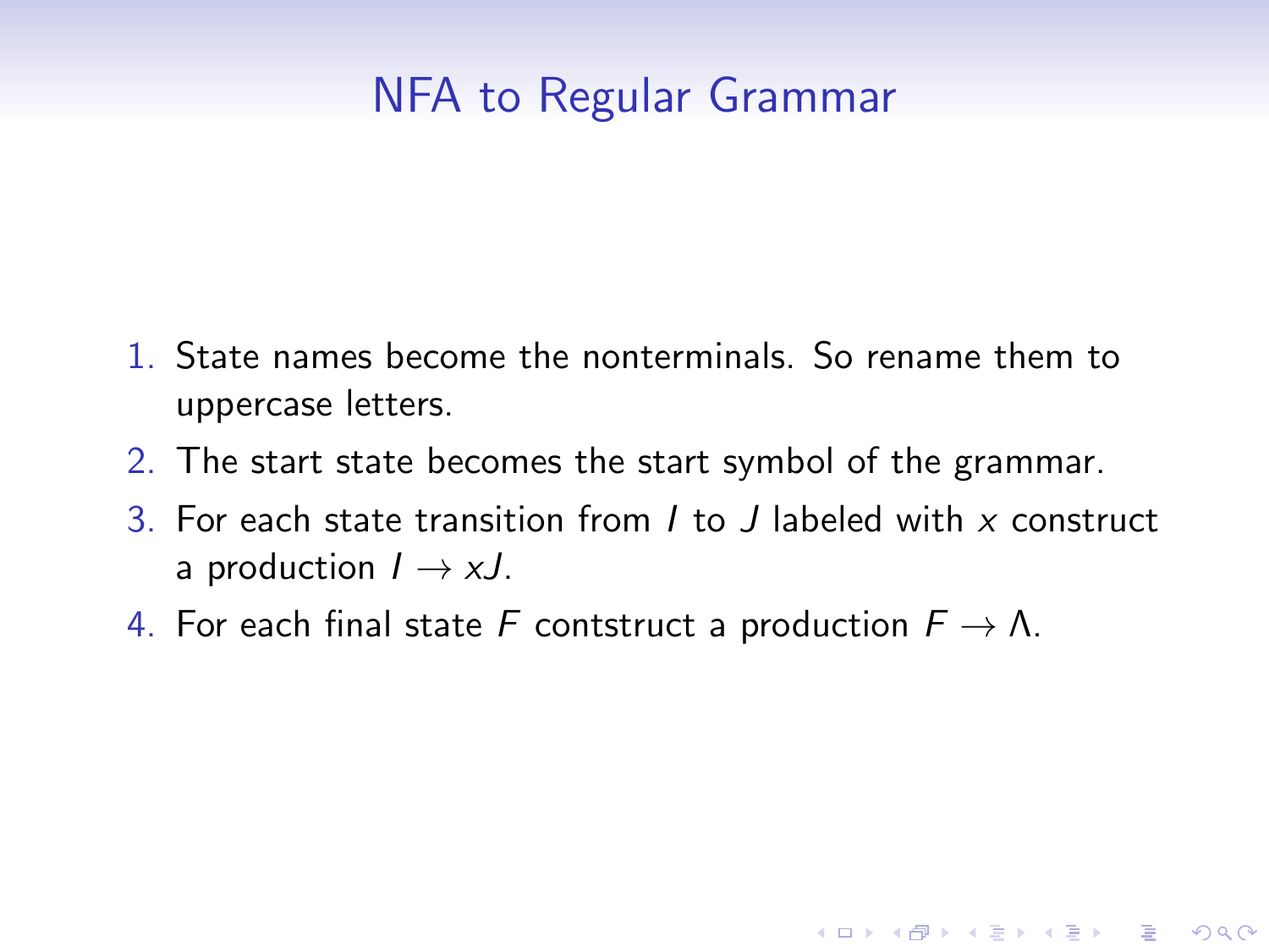# NFA to Regular Grammar

1. State names become the nonterminals. So rename them to uppercase letters.
2. The start state becomes the start symbol of the grammar.
3. For each state transition from $I$ to $J$ labeled with $x$ construct a production $I \rightarrow xJ$.
4. For each final state $F$ contstruct a production $F \rightarrow \Lambda$.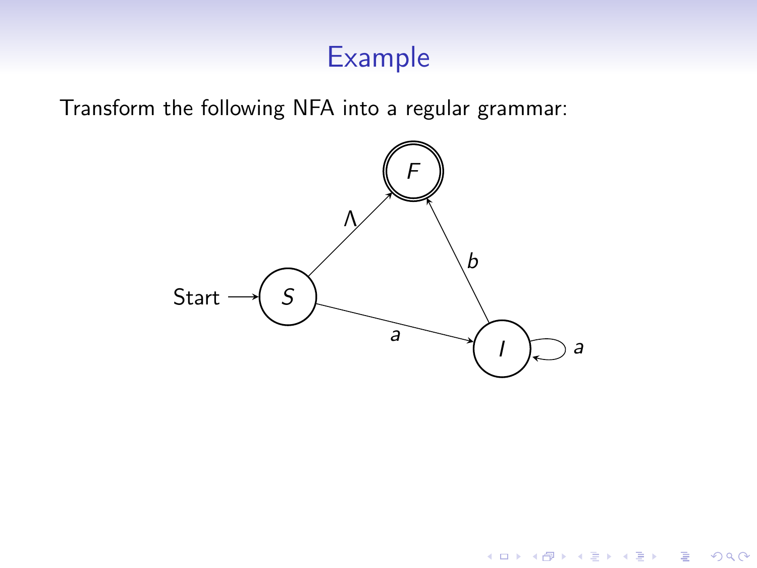# Example

Transform the following NFA into a regular grammar: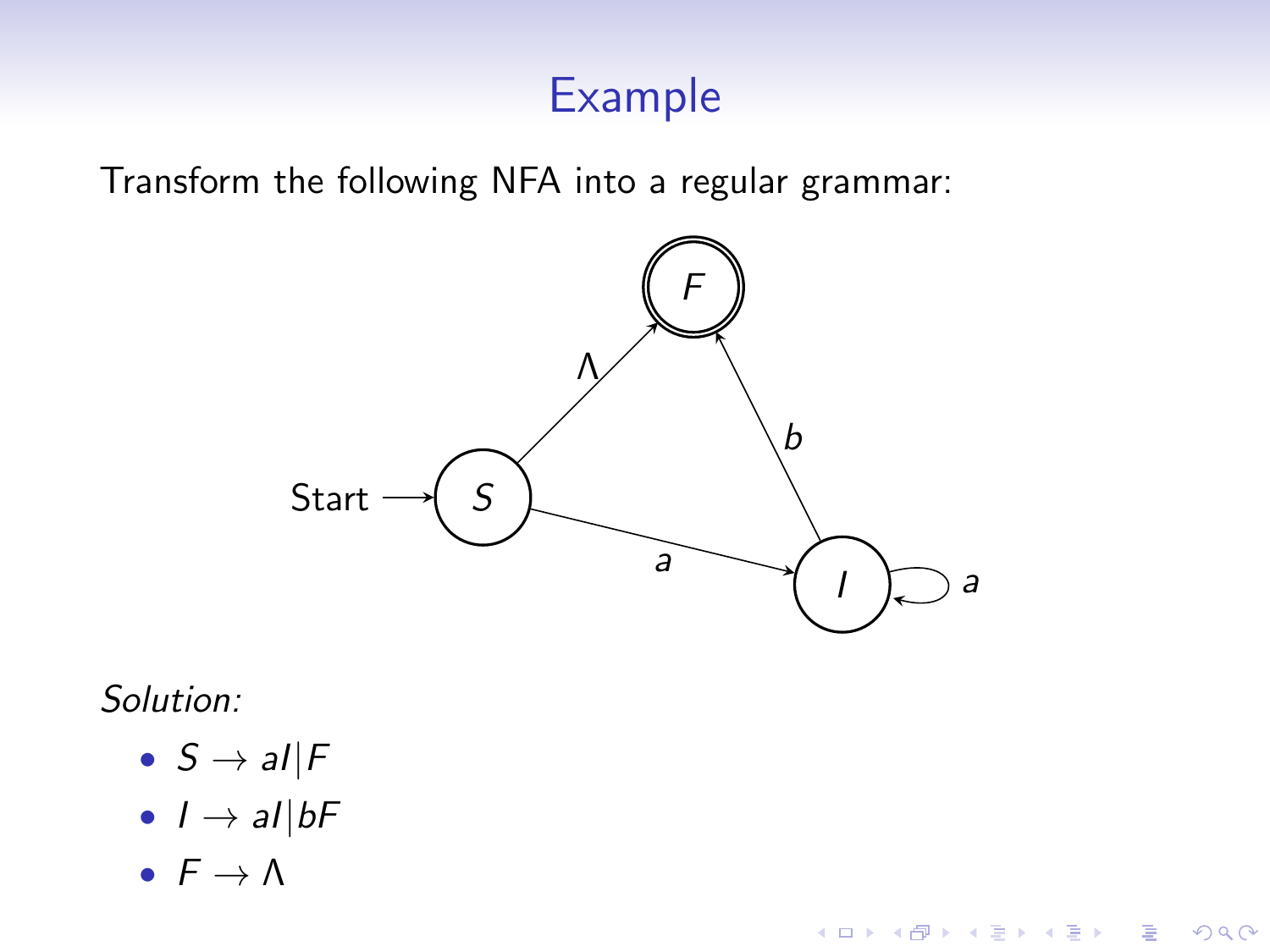# Example

Transform the following NFA into a regular grammar:

*Solution:*

- $S \rightarrow aI | F$
- $I \rightarrow aI | bF$
- $F \rightarrow \Lambda$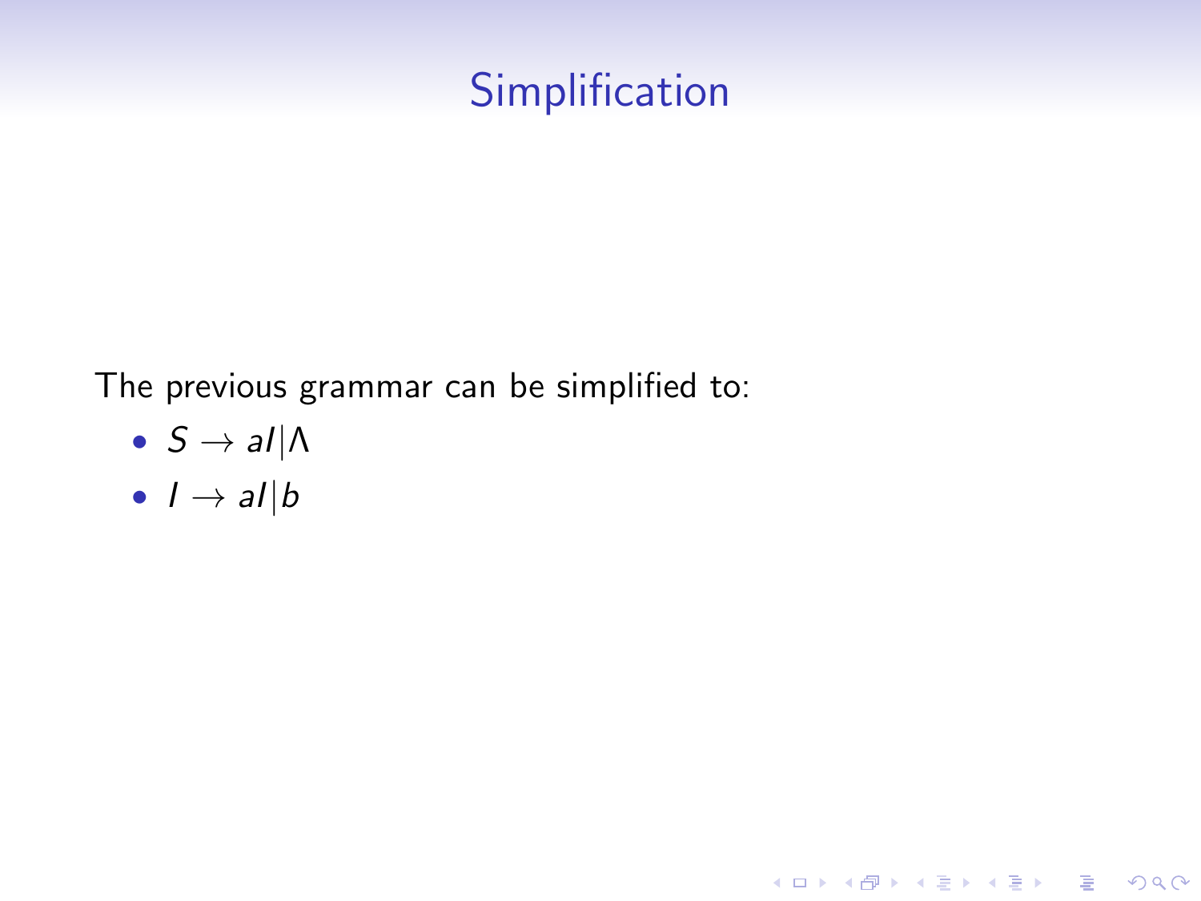# Simplification

The previous grammar can be simplified to:

- $S \rightarrow aI | \Lambda$
- $I \rightarrow aI | b$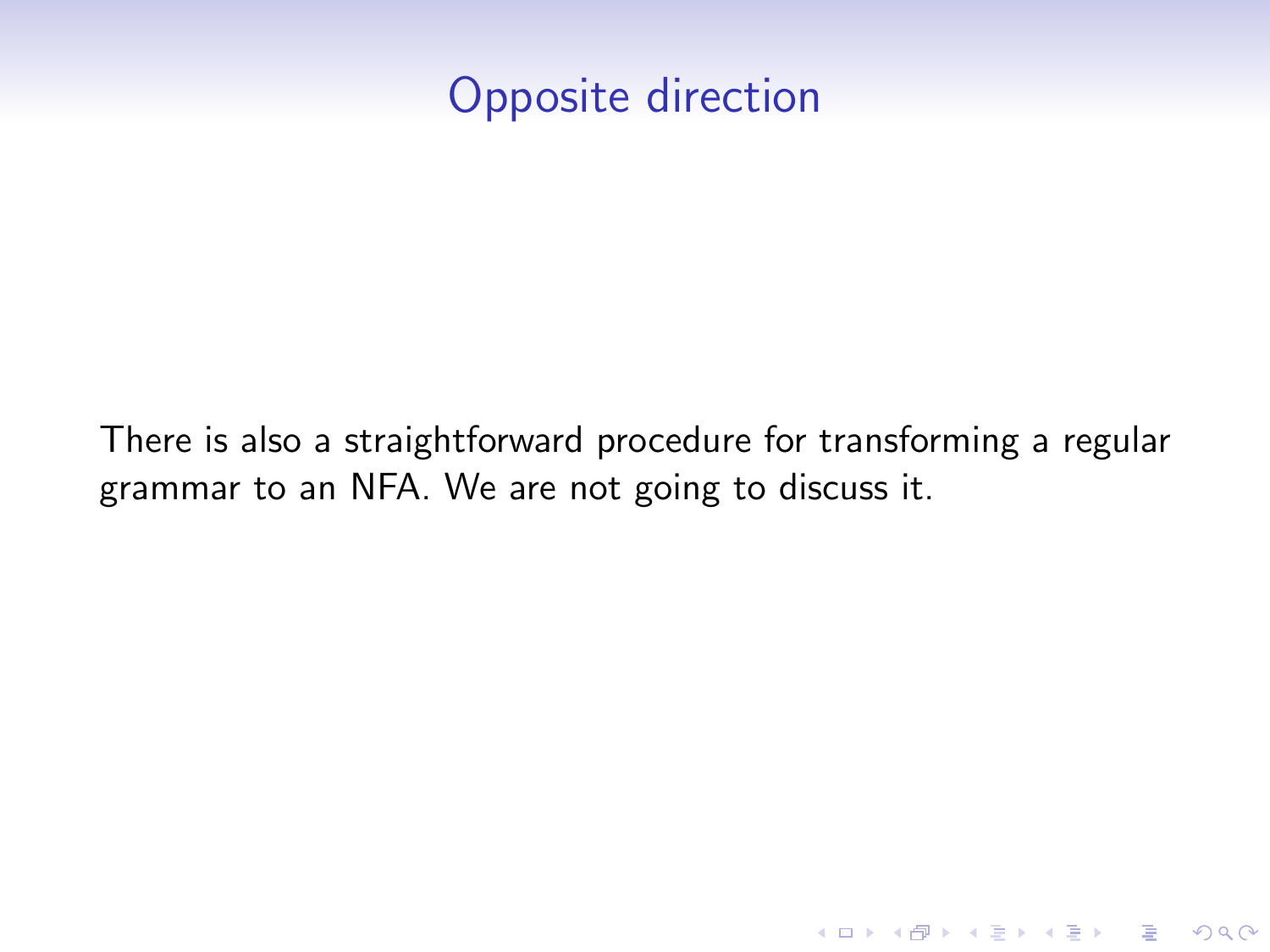# Opposite direction

There is also a straightforward procedure for transforming a regular grammar to an NFA. We are not going to discuss it.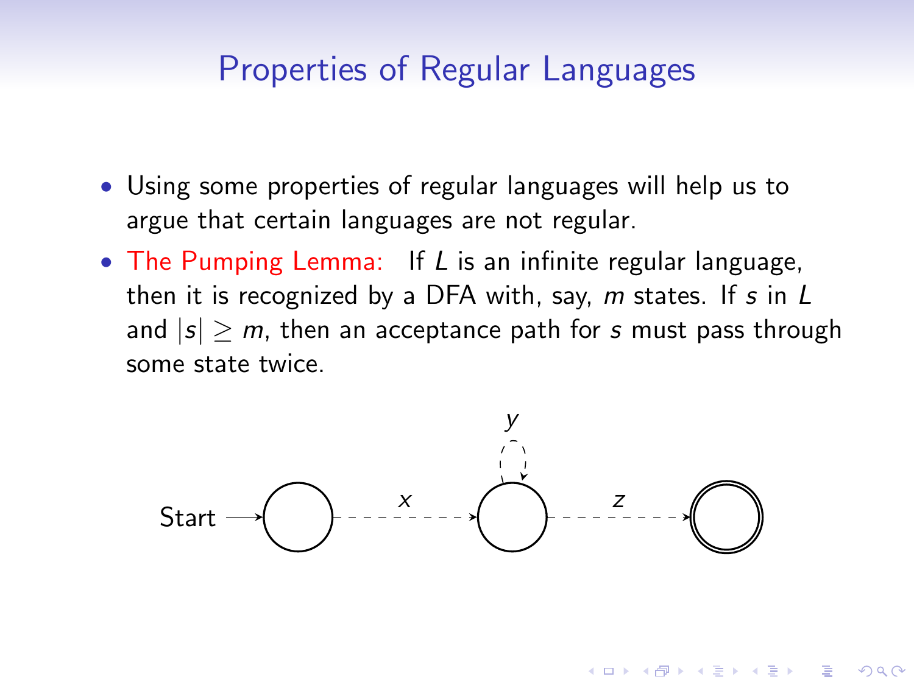## Properties of Regular Languages

- Using some properties of regular languages will help us to argue that certain languages are not regular.
- The Pumping Lemma: If $L$ is an infinite regular language, then it is recognized by a DFA with, say, $m$ states. If $s$ in $L$ and $|s| \geq m$, then an acceptance path for $s$ must pass through some state twice.

Start $x$ $y$ $z$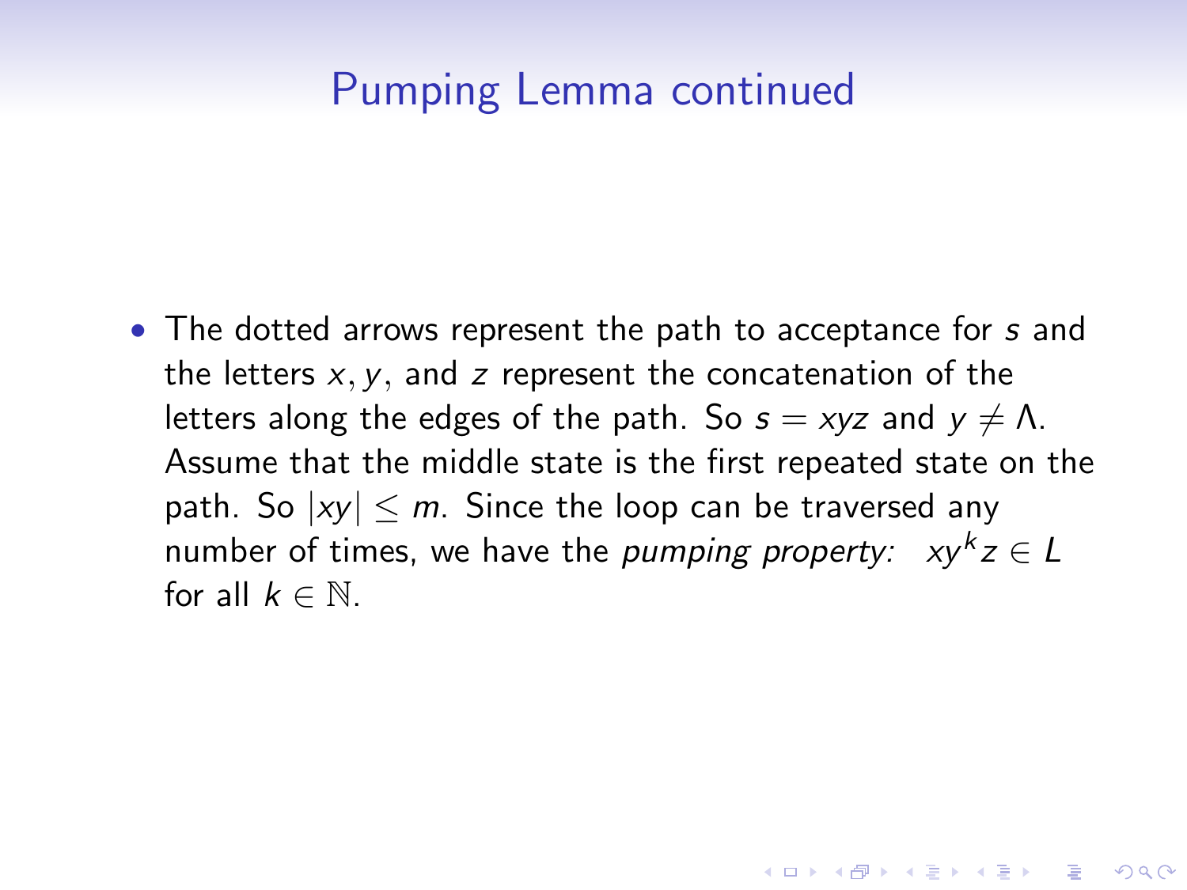## Pumping Lemma continued

- The dotted arrows represent the path to acceptance for $s$ and the letters $x, y$, and $z$ represent the concatenation of the letters along the edges of the path. So $s = xyz$ and $y \neq \Lambda$. Assume that the middle state is the first repeated state on the path. So $|xy| \leq m$. Since the loop can be traversed any number of times, we have the *pumping property:* $xy^k z \in L$ for all $k \in \mathbb{N}$.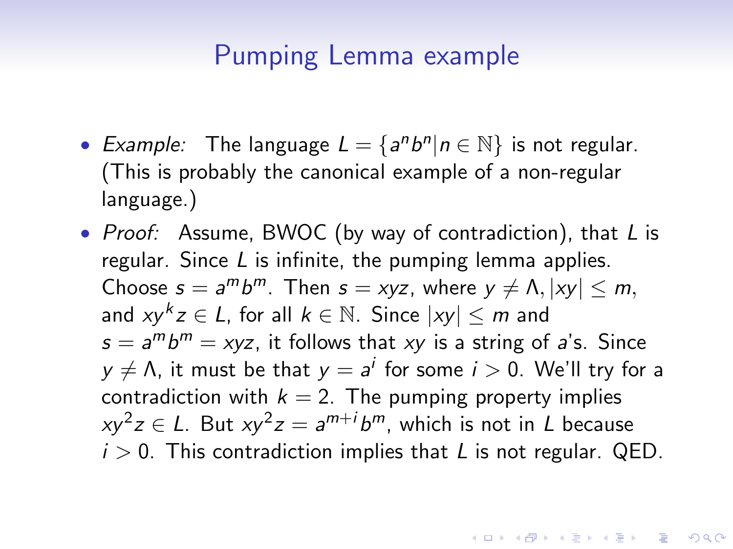# Pumping Lemma example

- *Example:* The language $L = \{a^n b^n | n \in \mathbb{N}\}$ is not regular. (This is probably the canonical example of a non-regular language.)
- *Proof:* Assume, BWOC (by way of contradiction), that $L$ is regular. Since $L$ is infinite, the pumping lemma applies. Choose $s = a^m b^m$. Then $s = xyz$, where $y \neq \Lambda, |xy| \leq m$, and $xy^k z \in L$, for all $k \in \mathbb{N}$. Since $|xy| \leq m$ and $s = a^m b^m = xyz$, it follows that $xy$ is a string of $a$'s. Since $y \neq \Lambda$, it must be that $y = a^i$ for some $i > 0$. We'll try for a contradiction with $k = 2$. The pumping property implies $xy^2 z \in L$. But $xy^2 z = a^{m+i} b^m$, which is not in $L$ because $i > 0$. This contradiction implies that $L$ is not regular. QED.